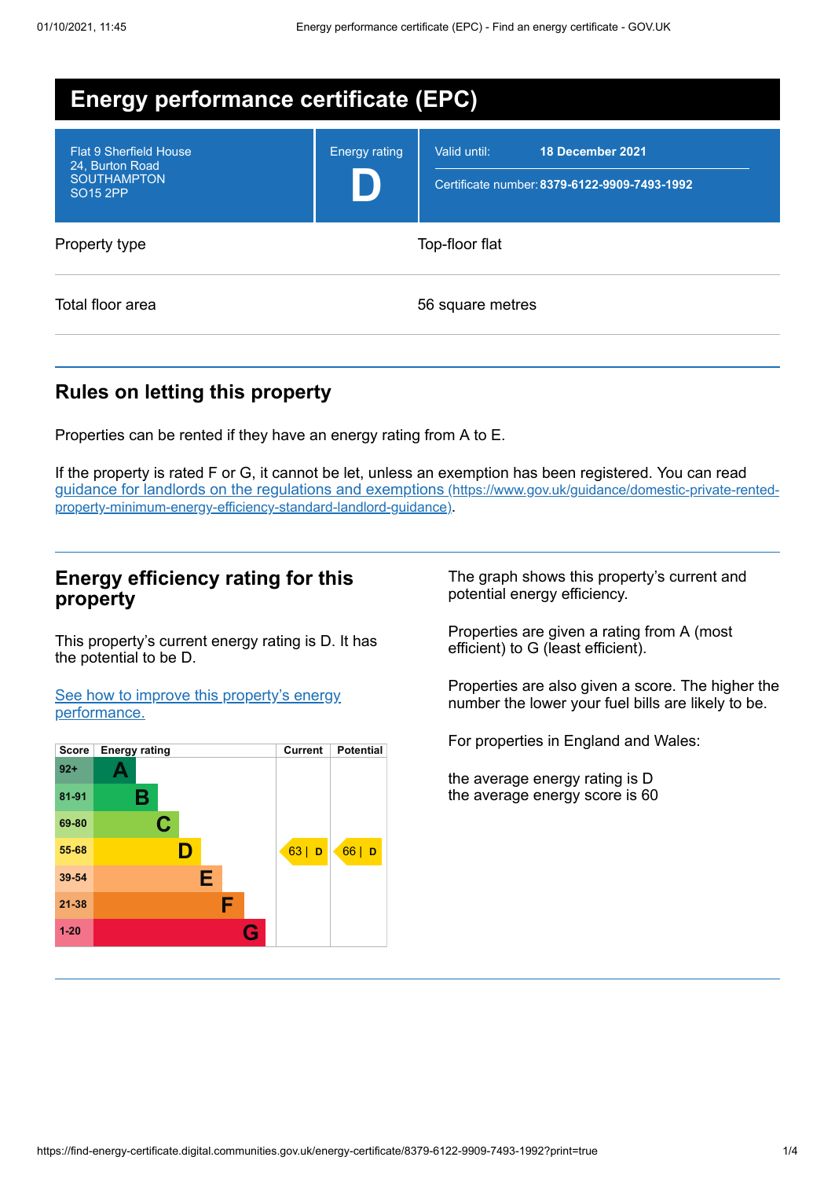# Energy performance certificate (EPC)

| Flat 9 Sherfield House<br>24, Burton Road<br>SOUTHAMPTON<br>SO15 2PP | Energy rating<br>**D** | Valid until: **18 December 2021**<br>Certificate number: **8379-6122-9909-7493-1992** |
|---|---|---|

| | |
|---|---|
| Property type | Top-floor flat |
| Total floor area | 56 square metres |

## Rules on letting this property

Properties can be rented if they have an energy rating from A to E.

If the property is rated F or G, it cannot be let, unless an exemption has been registered. You can read guidance for landlords on the regulations and exemptions (https://www.gov.uk/guidance/domestic-private-rented-property-minimum-energy-efficiency-standard-landlord-guidance).

## Energy efficiency rating for this property

This property's current energy rating is D. It has the potential to be D.

See how to improve this property's energy performance.

| Score | Energy rating | Current | Potential |
|---|---|---|---|
| 92+ | A | | |
| 81-91 | B | | |
| 69-80 | C | | |
| 55-68 | D | 63 \| D | 66 \| D |
| 39-54 | E | | |
| 21-38 | F | | |
| 1-20 | G | | |

The graph shows this property's current and potential energy efficiency.

Properties are given a rating from A (most efficient) to G (least efficient).

Properties are also given a score. The higher the number the lower your fuel bills are likely to be.

For properties in England and Wales:

the average energy rating is D
the average energy score is 60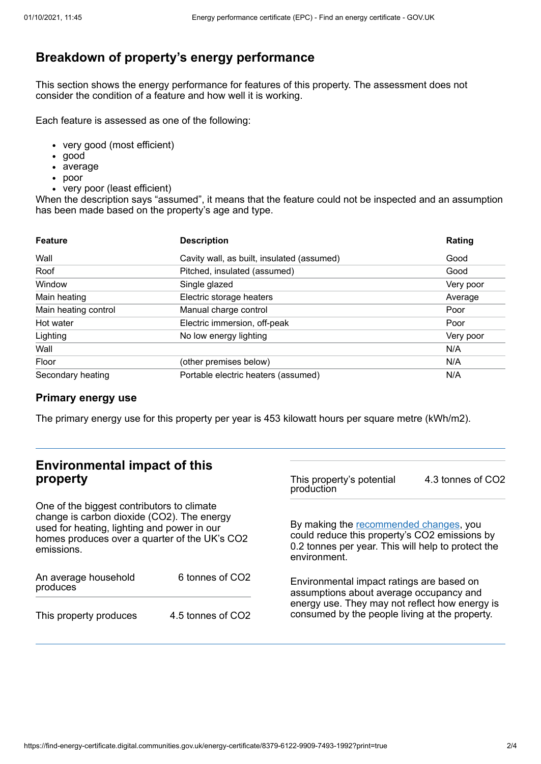## Breakdown of property's energy performance

This section shows the energy performance for features of this property. The assessment does not consider the condition of a feature and how well it is working.

Each feature is assessed as one of the following:

- very good (most efficient)
- good
- average
- poor
- very poor (least efficient)

When the description says "assumed", it means that the feature could not be inspected and an assumption has been made based on the property's age and type.

| Feature | Description | Rating |
|---|---|---|
| Wall | Cavity wall, as built, insulated (assumed) | Good |
| Roof | Pitched, insulated (assumed) | Good |
| Window | Single glazed | Very poor |
| Main heating | Electric storage heaters | Average |
| Main heating control | Manual charge control | Poor |
| Hot water | Electric immersion, off-peak | Poor |
| Lighting | No low energy lighting | Very poor |
| Wall | | N/A |
| Floor | (other premises below) | N/A |
| Secondary heating | Portable electric heaters (assumed) | N/A |

### Primary energy use

The primary energy use for this property per year is 453 kilowatt hours per square metre (kWh/m2).

## Environmental impact of this property

One of the biggest contributors to climate change is carbon dioxide ($CO_2$). The energy used for heating, lighting and power in our homes produces over a quarter of the UK's $CO_2$ emissions.

| | |
|---|---|
| An average household produces | 6 tonnes of $CO_2$ |
| This property produces | 4.5 tonnes of $CO_2$ |
| This property's potential production | 4.3 tonnes of $CO_2$ |

By making the recommended changes, you could reduce this property's $CO_2$ emissions by 0.2 tonnes per year. This will help to protect the environment.

Environmental impact ratings are based on assumptions about average occupancy and energy use. They may not reflect how energy is consumed by the people living at the property.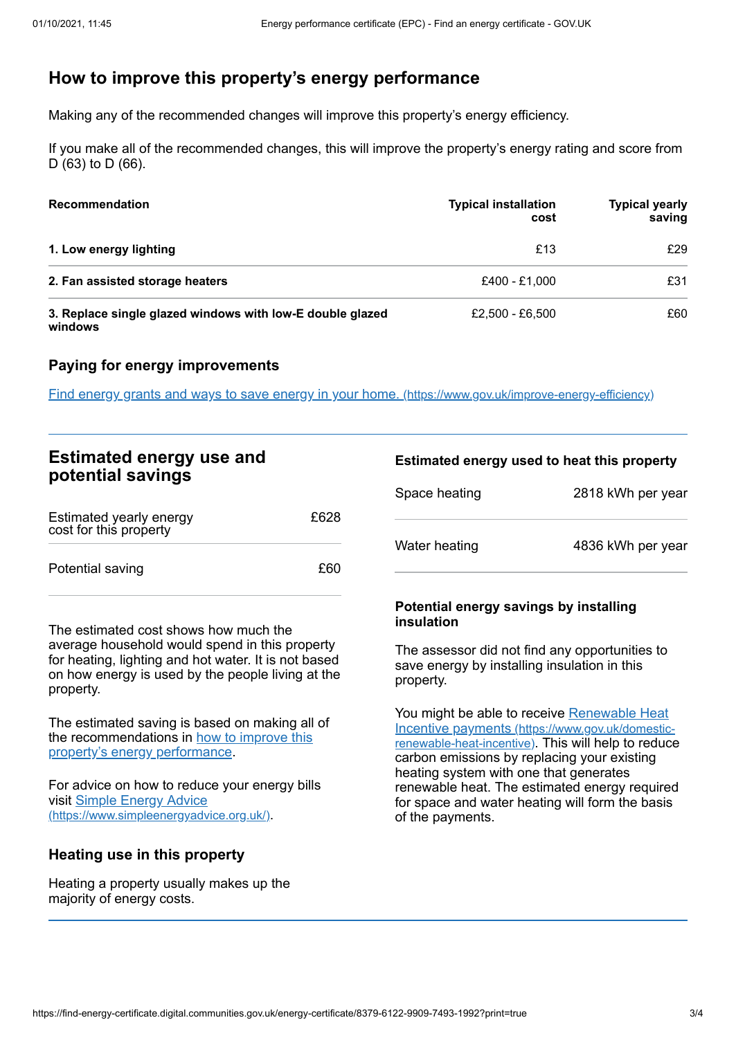## How to improve this property's energy performance

Making any of the recommended changes will improve this property's energy efficiency.

If you make all of the recommended changes, this will improve the property's energy rating and score from D (63) to D (66).

| Recommendation | Typical installation cost | Typical yearly saving |
|---|---|---|
| **1. Low energy lighting** | £13 | £29 |
| **2. Fan assisted storage heaters** | £400 - £1,000 | £31 |
| **3. Replace single glazed windows with low-E double glazed windows** | £2,500 - £6,500 | £60 |

### Paying for energy improvements

[Find energy grants and ways to save energy in your home. (https://www.gov.uk/improve-energy-efficiency)](https://www.gov.uk/improve-energy-efficiency)

## Estimated energy use and potential savings

| | |
|---|---|
| Estimated yearly energy cost for this property | £628 |
| Potential saving | £60 |

The estimated cost shows how much the average household would spend in this property for heating, lighting and hot water. It is not based on how energy is used by the people living at the property.

The estimated saving is based on making all of the recommendations in how to improve this property's energy performance.

For advice on how to reduce your energy bills visit [Simple Energy Advice (https://www.simpleenergyadvice.org.uk/)](https://www.simpleenergyadvice.org.uk/).

### Heating use in this property

Heating a property usually makes up the majority of energy costs.

### Estimated energy used to heat this property

| | |
|---|---|
| Space heating | 2818 kWh per year |
| Water heating | 4836 kWh per year |

#### Potential energy savings by installing insulation

The assessor did not find any opportunities to save energy by installing insulation in this property.

You might be able to receive [Renewable Heat Incentive payments (https://www.gov.uk/domestic-renewable-heat-incentive)](https://www.gov.uk/domestic-renewable-heat-incentive). This will help to reduce carbon emissions by replacing your existing heating system with one that generates renewable heat. The estimated energy required for space and water heating will form the basis of the payments.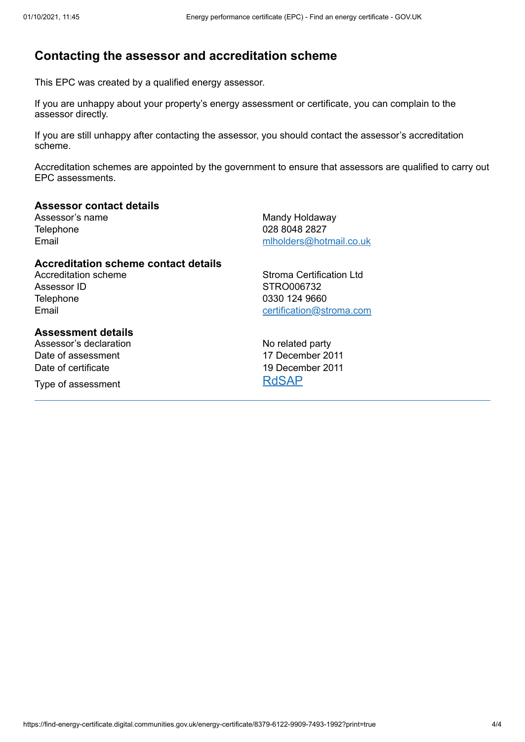## Contacting the assessor and accreditation scheme

This EPC was created by a qualified energy assessor.

If you are unhappy about your property's energy assessment or certificate, you can complain to the assessor directly.

If you are still unhappy after contacting the assessor, you should contact the assessor's accreditation scheme.

Accreditation schemes are appointed by the government to ensure that assessors are qualified to carry out EPC assessments.

### Assessor contact details

| | |
|---|---|
| Assessor's name | Mandy Holdaway |
| Telephone | 028 8048 2827 |
| Email | mlholders@hotmail.co.uk |

### Accreditation scheme contact details

| | |
|---|---|
| Accreditation scheme | Stroma Certification Ltd |
| Assessor ID | STRO006732 |
| Telephone | 0330 124 9660 |
| Email | certification@stroma.com |

### Assessment details

| | |
|---|---|
| Assessor's declaration | No related party |
| Date of assessment | 17 December 2011 |
| Date of certificate | 19 December 2011 |
| Type of assessment | RdSAP |